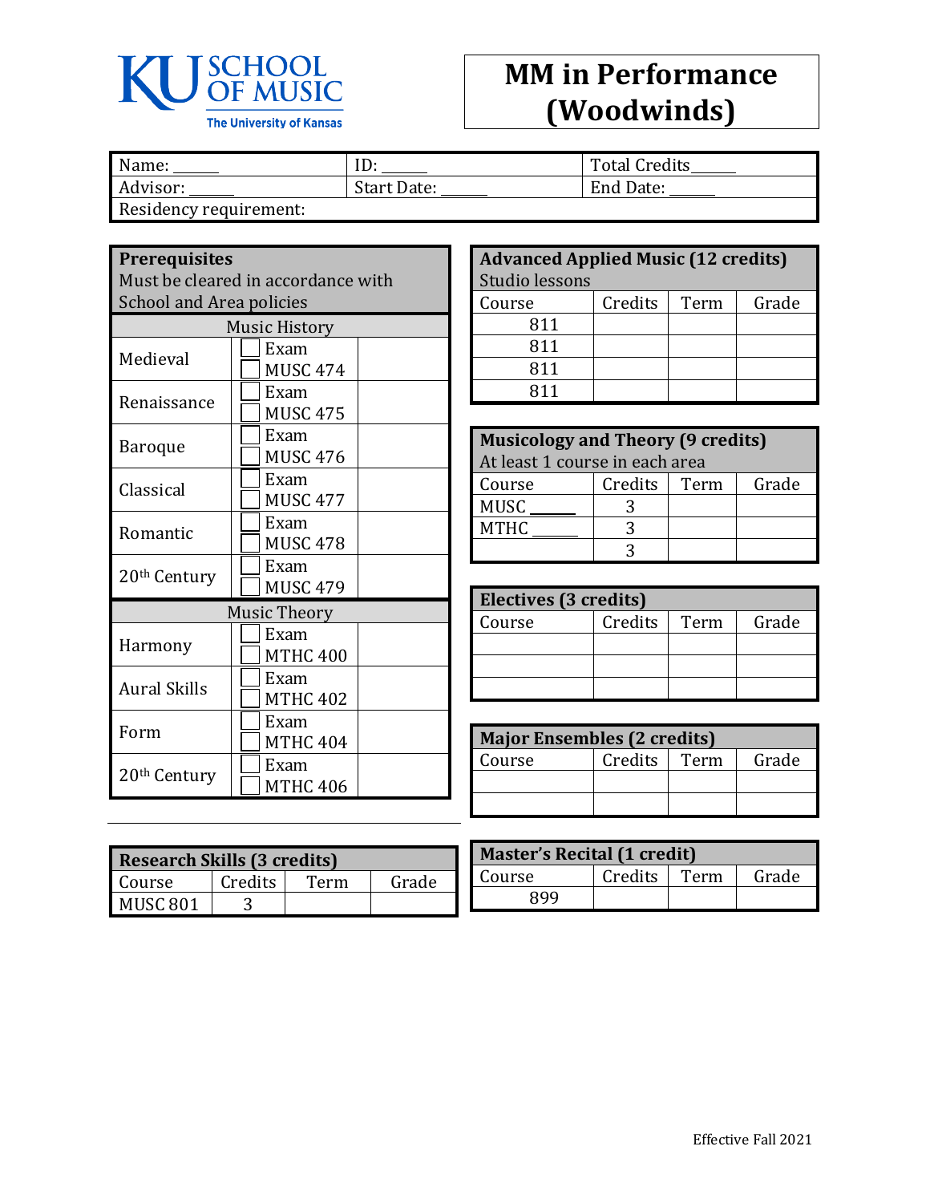KU SCHOOL OF MUSIC
The University of Kansas

# MM in Performance (Woodwinds)

| | | |
|---|---|---|
| Name: ______ | ID: ______ | Total Credits______ |
| Advisor: ______ | Start Date: ______ | End Date: ______ |
| Residency requirement: | | |

## Prerequisites

Must be cleared in accordance with School and Area policies

| Music History | | |
|---|---|---|
| Medieval | ☐ Exam<br>☐ MUSC 474 | |
| Renaissance | ☐ Exam<br>☐ MUSC 475 | |
| Baroque | ☐ Exam<br>☐ MUSC 476 | |
| Classical | ☐ Exam<br>☐ MUSC 477 | |
| Romantic | ☐ Exam<br>☐ MUSC 478 | |
| 20th Century | ☐ Exam<br>☐ MUSC 479 | |

| Music Theory | | |
|---|---|---|
| Harmony | ☐ Exam<br>☐ MTHC 400 | |
| Aural Skills | ☐ Exam<br>☐ MTHC 402 | |
| Form | ☐ Exam<br>☐ MTHC 404 | |
| 20th Century | ☐ Exam<br>☐ MTHC 406 | |

## Research Skills (3 credits)

| Course | Credits | Term | Grade |
|---|---|---|---|
| MUSC 801 | 3 | | |

## Advanced Applied Music (12 credits)

Studio lessons

| Course | Credits | Term | Grade |
|---|---|---|---|
| 811 | | | |
| 811 | | | |
| 811 | | | |
| 811 | | | |

## Musicology and Theory (9 credits)

At least 1 course in each area

| Course | Credits | Term | Grade |
|---|---|---|---|
| MUSC ______ | 3 | | |
| MTHC ______ | 3 | | |
| | 3 | | |

## Electives (3 credits)

| Course | Credits | Term | Grade |
|---|---|---|---|
| | | | |
| | | | |
| | | | |

## Major Ensembles (2 credits)

| Course | Credits | Term | Grade |
|---|---|---|---|
| | | | |
| | | | |

## Master's Recital (1 credit)

| Course | Credits | Term | Grade |
|---|---|---|---|
| 899 | | | |

Effective Fall 2021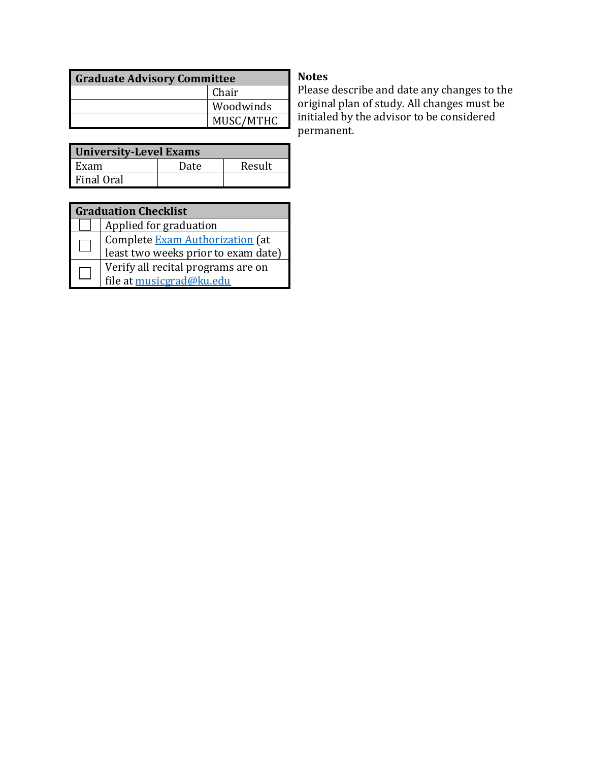| Graduate Advisory Committee | |
|---|---|
| | Chair |
| | Woodwinds |
| | MUSC/MTHC |

| University-Level Exams | | |
|---|---|---|
| Exam | Date | Result |
| Final Oral | | |

| Graduation Checklist | |
|---|---|
| ☐ | Applied for graduation |
| ☐ | Complete [Exam Authorization]() (at least two weeks prior to exam date) |
| ☐ | Verify all recital programs are on file at [musicgrad@ku.edu]() |

**Notes**

Please describe and date any changes to the original plan of study. All changes must be initialed by the advisor to be considered permanent.